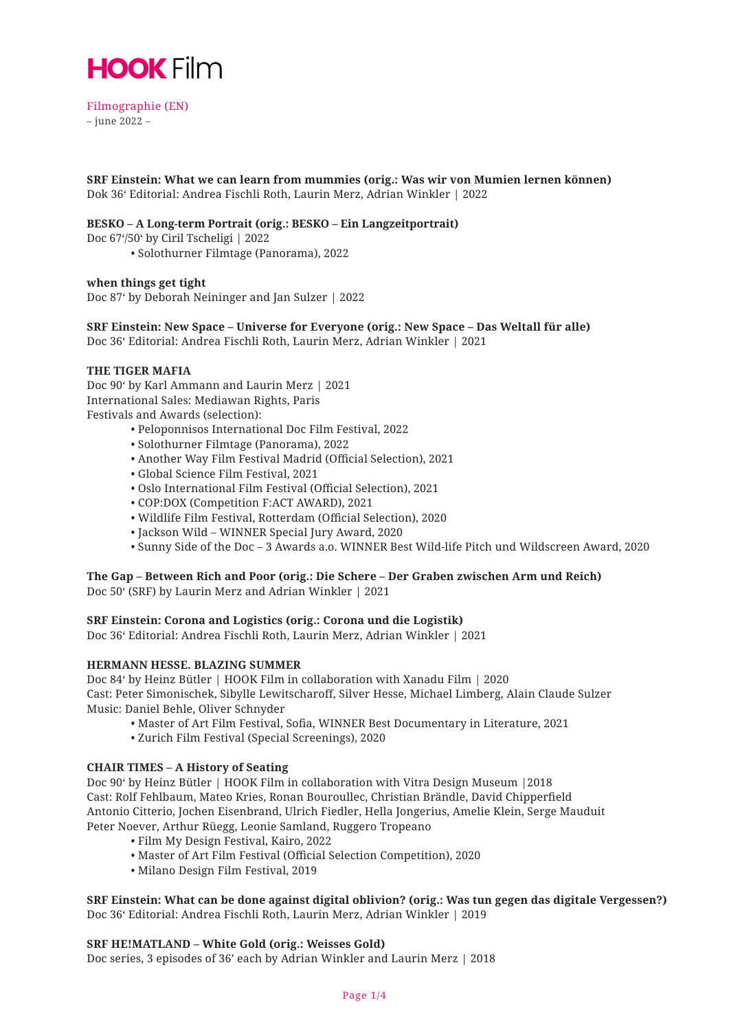# HOOK Film

Filmographie (EN)
– june 2022 –

**SRF Einstein: What we can learn from mummies (orig.: Was wir von Mumien lernen können)**
Dok 36‘ Editorial: Andrea Fischli Roth, Laurin Merz, Adrian Winkler | 2022

**BESKO – A Long-term Portrait (orig.: BESKO – Ein Langzeitportrait)**
Doc 67‘/50‘ by Ciril Tscheligi | 2022

- Solothurner Filmtage (Panorama), 2022

**when things get tight**
Doc 87‘ by Deborah Neininger and Jan Sulzer | 2022

**SRF Einstein: New Space – Universe for Everyone (orig.: New Space – Das Weltall für alle)**
Doc 36‘ Editorial: Andrea Fischli Roth, Laurin Merz, Adrian Winkler | 2021

**THE TIGER MAFIA**
Doc 90‘ by Karl Ammann and Laurin Merz | 2021
International Sales: Mediawan Rights, Paris
Festivals and Awards (selection):

- Peloponnisos International Doc Film Festival, 2022
- Solothurner Filmtage (Panorama), 2022
- Another Way Film Festival Madrid (Official Selection), 2021
- Global Science Film Festival, 2021
- Oslo International Film Festival (Official Selection), 2021
- COP:DOX (Competition F:ACT AWARD), 2021
- Wildlife Film Festival, Rotterdam (Official Selection), 2020
- Jackson Wild – WINNER Special Jury Award, 2020
- Sunny Side of the Doc – 3 Awards a.o. WINNER Best Wild-life Pitch und Wildscreen Award, 2020

**The Gap – Between Rich and Poor (orig.: Die Schere – Der Graben zwischen Arm und Reich)**
Doc 50‘ (SRF) by Laurin Merz and Adrian Winkler | 2021

**SRF Einstein: Corona and Logistics (orig.: Corona und die Logistik)**
Doc 36‘ Editorial: Andrea Fischli Roth, Laurin Merz, Adrian Winkler | 2021

**HERMANN HESSE. BLAZING SUMMER**
Doc 84‘ by Heinz Bütler | HOOK Film in collaboration with Xanadu Film | 2020
Cast: Peter Simonischek, Sibylle Lewitscharoff, Silver Hesse, Michael Limberg, Alain Claude Sulzer
Music: Daniel Behle, Oliver Schnyder

- Master of Art Film Festival, Sofia, WINNER Best Documentary in Literature, 2021
- Zurich Film Festival (Special Screenings), 2020

**CHAIR TIMES – A History of Seating**
Doc 90‘ by Heinz Bütler | HOOK Film in collaboration with Vitra Design Museum |2018
Cast: Rolf Fehlbaum, Mateo Kries, Ronan Bouroullec, Christian Brändle, David Chipperfield
Antonio Citterio, Jochen Eisenbrand, Ulrich Fiedler, Hella Jongerius, Amelie Klein, Serge Mauduit
Peter Noever, Arthur Rüegg, Leonie Samland, Ruggero Tropeano

- Film My Design Festival, Kairo, 2022
- Master of Art Film Festival (Official Selection Competition), 2020
- Milano Design Film Festival, 2019

**SRF Einstein: What can be done against digital oblivion? (orig.: Was tun gegen das digitale Vergessen?)**
Doc 36‘ Editorial: Andrea Fischli Roth, Laurin Merz, Adrian Winkler | 2019

**SRF HE!MATLAND – White Gold (orig.: Weisses Gold)**
Doc series, 3 episodes of 36’ each by Adrian Winkler and Laurin Merz | 2018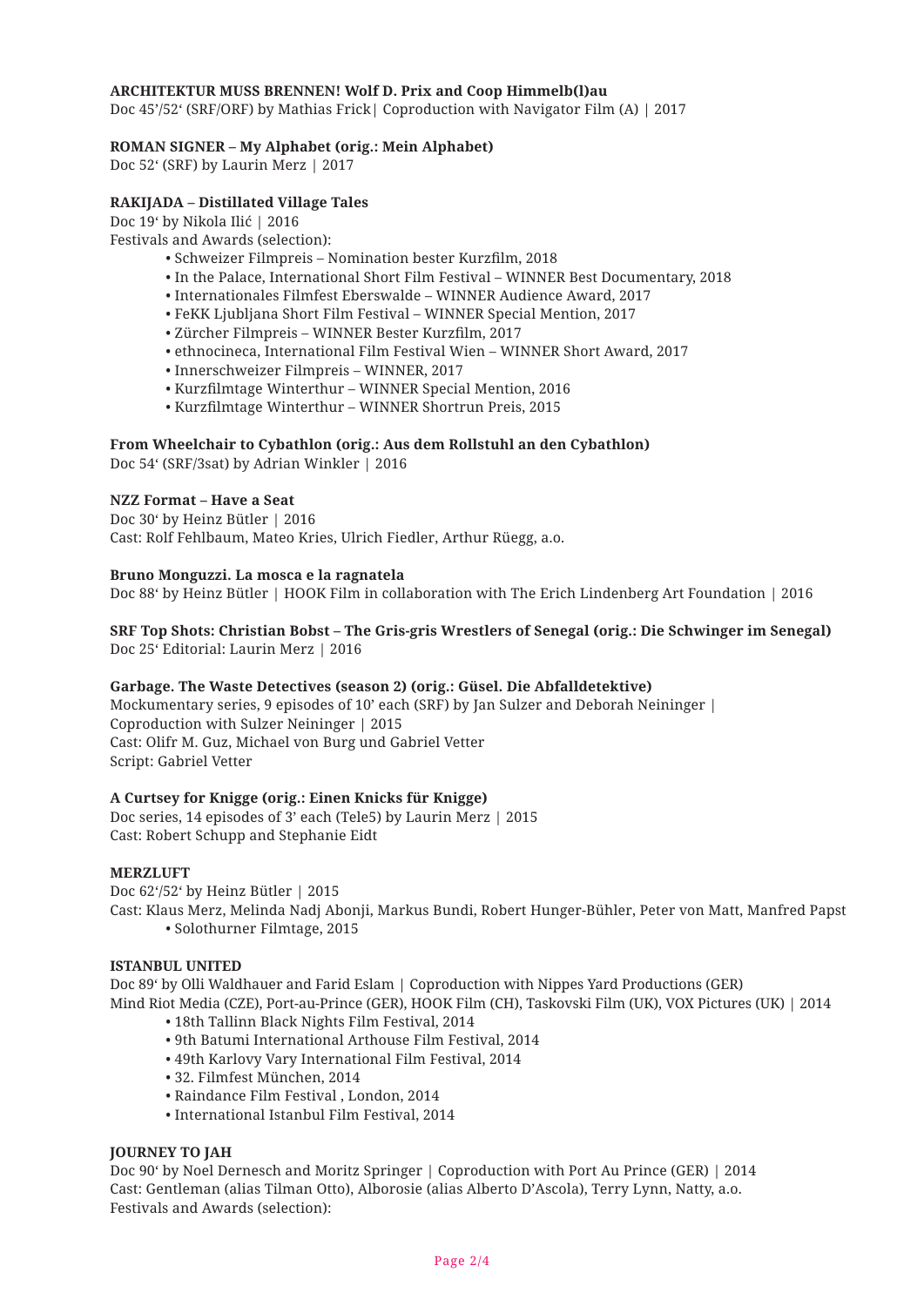**ARCHITEKTUR MUSS BRENNEN! Wolf D. Prix and Coop Himmelb(l)au**
Doc 45'/52' (SRF/ORF) by Mathias Frick| Coproduction with Navigator Film (A) | 2017

**ROMAN SIGNER – My Alphabet (orig.: Mein Alphabet)**
Doc 52' (SRF) by Laurin Merz | 2017

**RAKIJADA – Distillated Village Tales**
Doc 19' by Nikola Ilić | 2016
Festivals and Awards (selection):

- Schweizer Filmpreis – Nomination bester Kurzfilm, 2018
- In the Palace, International Short Film Festival – WINNER Best Documentary, 2018
- Internationales Filmfest Eberswalde – WINNER Audience Award, 2017
- FeKK Ljubljana Short Film Festival – WINNER Special Mention, 2017
- Zürcher Filmpreis – WINNER Bester Kurzfilm, 2017
- ethnocineca, International Film Festival Wien – WINNER Short Award, 2017
- Innerschweizer Filmpreis – WINNER, 2017
- Kurzfilmtage Winterthur – WINNER Special Mention, 2016
- Kurzfilmtage Winterthur – WINNER Shortrun Preis, 2015

**From Wheelchair to Cybathlon (orig.: Aus dem Rollstuhl an den Cybathlon)**
Doc 54' (SRF/3sat) by Adrian Winkler | 2016

**NZZ Format – Have a Seat**
Doc 30' by Heinz Bütler | 2016
Cast: Rolf Fehlbaum, Mateo Kries, Ulrich Fiedler, Arthur Rüegg, a.o.

**Bruno Monguzzi. La mosca e la ragnatela**
Doc 88' by Heinz Bütler | HOOK Film in collaboration with The Erich Lindenberg Art Foundation | 2016

**SRF Top Shots: Christian Bobst – The Gris-gris Wrestlers of Senegal (orig.: Die Schwinger im Senegal)**
Doc 25' Editorial: Laurin Merz | 2016

**Garbage. The Waste Detectives (season 2) (orig.: Güsel. Die Abfalldetektive)**
Mockumentary series, 9 episodes of 10' each (SRF) by Jan Sulzer and Deborah Neininger |
Coproduction with Sulzer Neininger | 2015
Cast: Olifr M. Guz, Michael von Burg und Gabriel Vetter
Script: Gabriel Vetter

**A Curtsey for Knigge (orig.: Einen Knicks für Knigge)**
Doc series, 14 episodes of 3' each (Tele5) by Laurin Merz | 2015
Cast: Robert Schupp and Stephanie Eidt

**MERZLUFT**
Doc 62'/52' by Heinz Bütler | 2015
Cast: Klaus Merz, Melinda Nadj Abonji, Markus Bundi, Robert Hunger-Bühler, Peter von Matt, Manfred Papst

- Solothurner Filmtage, 2015

**ISTANBUL UNITED**
Doc 89' by Olli Waldhauer and Farid Eslam | Coproduction with Nippes Yard Productions (GER)
Mind Riot Media (CZE), Port-au-Prince (GER), HOOK Film (CH), Taskovski Film (UK), VOX Pictures (UK) | 2014

- 18th Tallinn Black Nights Film Festival, 2014
- 9th Batumi International Arthouse Film Festival, 2014
- 49th Karlovy Vary International Film Festival, 2014
- 32. Filmfest München, 2014
- Raindance Film Festival , London, 2014
- International Istanbul Film Festival, 2014

**JOURNEY TO JAH**
Doc 90' by Noel Dernesch and Moritz Springer | Coproduction with Port Au Prince (GER) | 2014
Cast: Gentleman (alias Tilman Otto), Alborosie (alias Alberto D'Ascola), Terry Lynn, Natty, a.o.
Festivals and Awards (selection):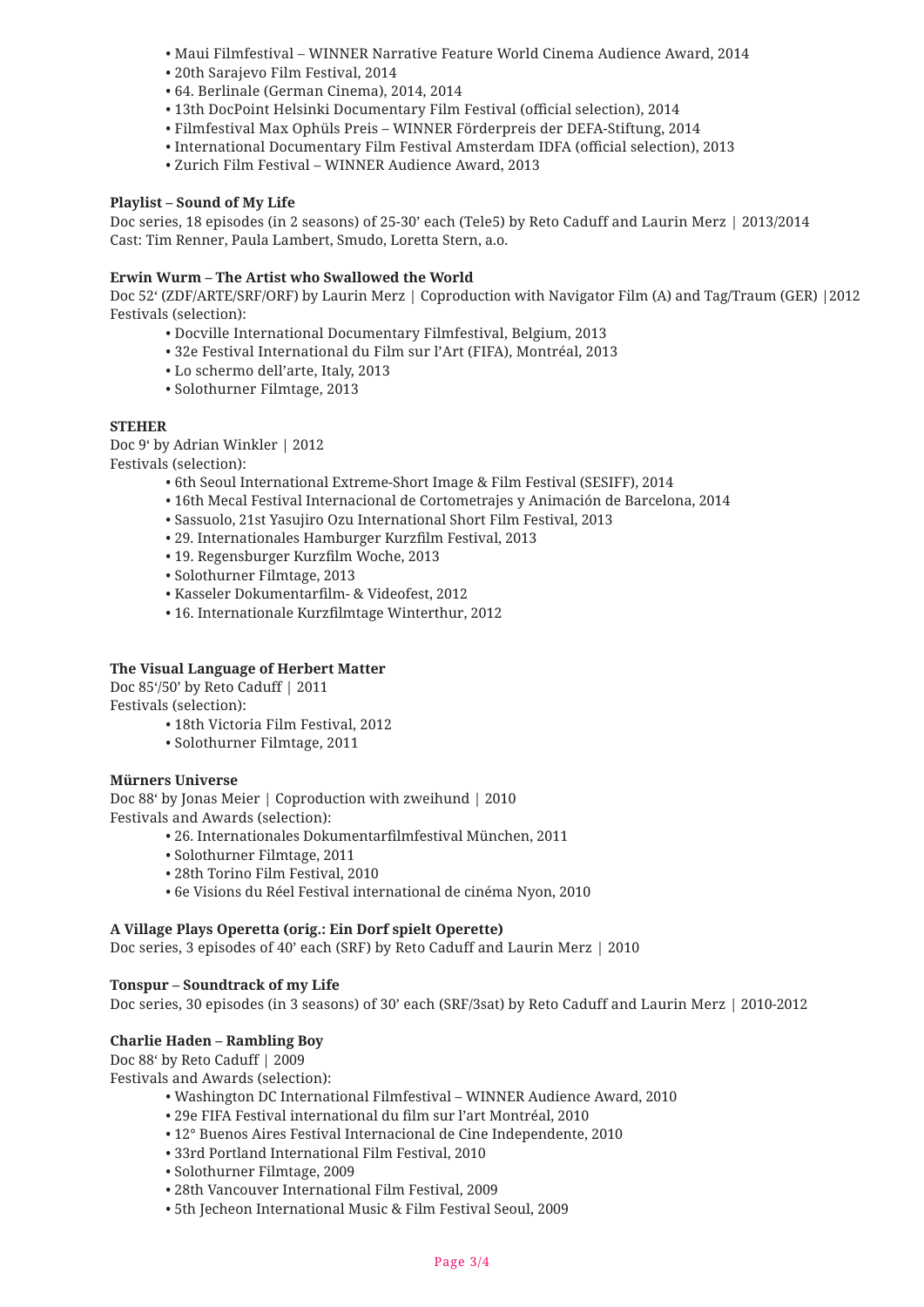- Maui Filmfestival – WINNER Narrative Feature World Cinema Audience Award, 2014
- 20th Sarajevo Film Festival, 2014
- 64. Berlinale (German Cinema), 2014, 2014
- 13th DocPoint Helsinki Documentary Film Festival (official selection), 2014
- Filmfestival Max Ophüls Preis – WINNER Förderpreis der DEFA-Stiftung, 2014
- International Documentary Film Festival Amsterdam IDFA (official selection), 2013
- Zurich Film Festival – WINNER Audience Award, 2013

**Playlist – Sound of My Life**
Doc series, 18 episodes (in 2 seasons) of 25-30' each (Tele5) by Reto Caduff and Laurin Merz | 2013/2014
Cast: Tim Renner, Paula Lambert, Smudo, Loretta Stern, a.o.

**Erwin Wurm – The Artist who Swallowed the World**
Doc 52' (ZDF/ARTE/SRF/ORF) by Laurin Merz | Coproduction with Navigator Film (A) and Tag/Traum (GER) |2012
Festivals (selection):

- Docville International Documentary Filmfestival, Belgium, 2013
- 32e Festival International du Film sur l'Art (FIFA), Montréal, 2013
- Lo schermo dell'arte, Italy, 2013
- Solothurner Filmtage, 2013

**STEHER**
Doc 9' by Adrian Winkler | 2012
Festivals (selection):

- 6th Seoul International Extreme-Short Image & Film Festival (SESIFF), 2014
- 16th Mecal Festival Internacional de Cortometrajes y Animación de Barcelona, 2014
- Sassuolo, 21st Yasujiro Ozu International Short Film Festival, 2013
- 29. Internationales Hamburger Kurzfilm Festival, 2013
- 19. Regensburger Kurzfilm Woche, 2013
- Solothurner Filmtage, 2013
- Kasseler Dokumentarfilm- & Videofest, 2012
- 16. Internationale Kurzfilmtage Winterthur, 2012

**The Visual Language of Herbert Matter**
Doc 85'/50' by Reto Caduff | 2011
Festivals (selection):

- 18th Victoria Film Festival, 2012
- Solothurner Filmtage, 2011

**Mürners Universe**
Doc 88' by Jonas Meier | Coproduction with zweihund | 2010
Festivals and Awards (selection):

- 26. Internationales Dokumentarfilmfestival München, 2011
- Solothurner Filmtage, 2011
- 28th Torino Film Festival, 2010
- 6e Visions du Réel Festival international de cinéma Nyon, 2010

**A Village Plays Operetta (orig.: Ein Dorf spielt Operette)**
Doc series, 3 episodes of 40' each (SRF) by Reto Caduff and Laurin Merz | 2010

**Tonspur – Soundtrack of my Life**
Doc series, 30 episodes (in 3 seasons) of 30' each (SRF/3sat) by Reto Caduff and Laurin Merz | 2010-2012

**Charlie Haden – Rambling Boy**
Doc 88' by Reto Caduff | 2009
Festivals and Awards (selection):

- Washington DC International Filmfestival – WINNER Audience Award, 2010
- 29e FIFA Festival international du film sur l'art Montréal, 2010
- 12° Buenos Aires Festival Internacional de Cine Independente, 2010
- 33rd Portland International Film Festival, 2010
- Solothurner Filmtage, 2009
- 28th Vancouver International Film Festival, 2009
- 5th Jecheon International Music & Film Festival Seoul, 2009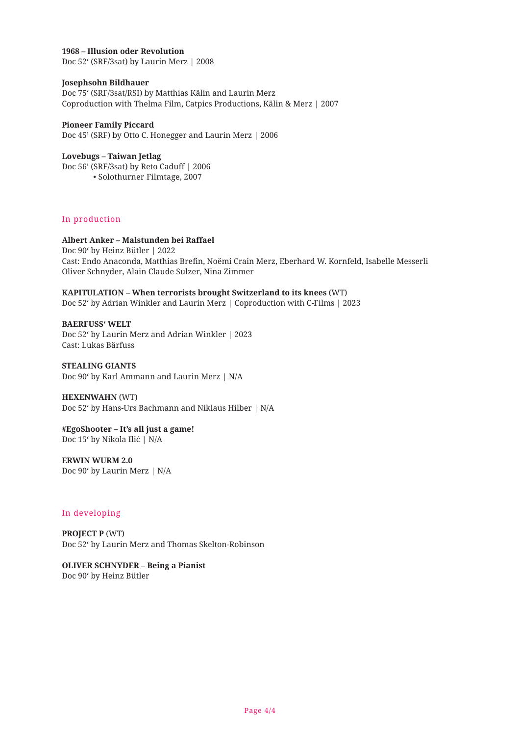**1968 – Illusion oder Revolution**
Doc 52‘ (SRF/3sat) by Laurin Merz | 2008

**Josephsohn Bildhauer**
Doc 75‘ (SRF/3sat/RSI) by Matthias Kälin and Laurin Merz
Coproduction with Thelma Film, Catpics Productions, Kälin & Merz | 2007

**Pioneer Family Piccard**
Doc 45’ (SRF) by Otto C. Honegger and Laurin Merz | 2006

**Lovebugs – Taiwan Jetlag**
Doc 56’ (SRF/3sat) by Reto Caduff | 2006

- Solothurner Filmtage, 2007

## In production

**Albert Anker – Malstunden bei Raffael**
Doc 90‘ by Heinz Bütler | 2022
Cast: Endo Anaconda, Matthias Brefin, Noëmi Crain Merz, Eberhard W. Kornfeld, Isabelle Messerli Oliver Schnyder, Alain Claude Sulzer, Nina Zimmer

**KAPITULATION – When terrorists brought Switzerland to its knees** (WT)
Doc 52‘ by Adrian Winkler and Laurin Merz | Coproduction with C-Films | 2023

**BAERFUSS‘ WELT**
Doc 52‘ by Laurin Merz and Adrian Winkler | 2023
Cast: Lukas Bärfuss

**STEALING GIANTS**
Doc 90‘ by Karl Ammann and Laurin Merz | N/A

**HEXENWAHN** (WT)
Doc 52‘ by Hans-Urs Bachmann and Niklaus Hilber | N/A

**#EgoShooter – It’s all just a game!**
Doc 15‘ by Nikola Ilić | N/A

**ERWIN WURM 2.0**
Doc 90‘ by Laurin Merz | N/A

## In developing

**PROJECT P** (WT)
Doc 52‘ by Laurin Merz and Thomas Skelton-Robinson

**OLIVER SCHNYDER – Being a Pianist**
Doc 90‘ by Heinz Bütler